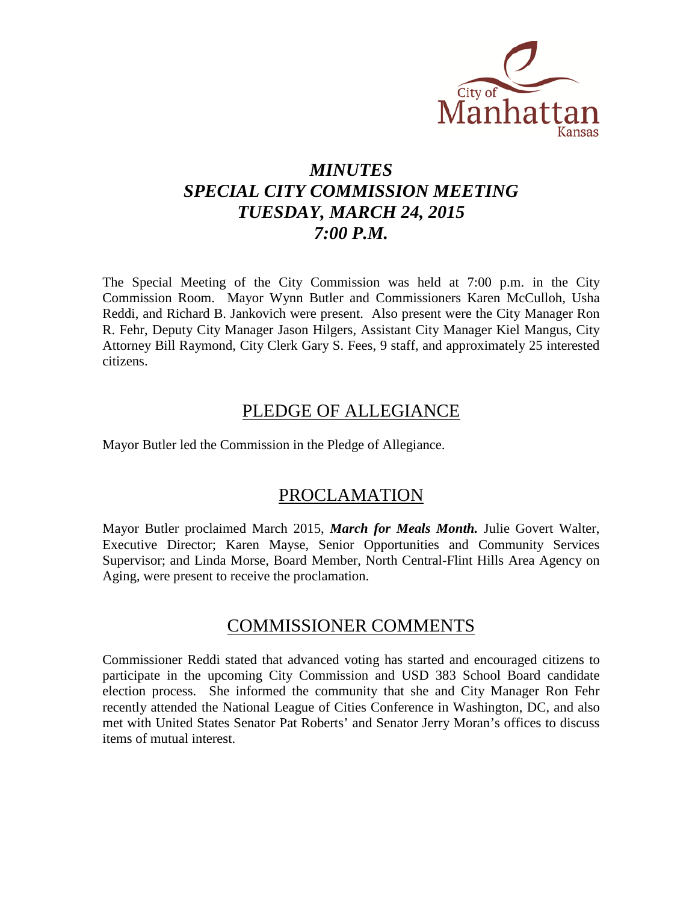City of Manhattan Kansas

# *MINUTES*
# *SPECIAL CITY COMMISSION MEETING*
# *TUESDAY, MARCH 24, 2015*
# *7:00 P.M.*

The Special Meeting of the City Commission was held at 7:00 p.m. in the City Commission Room. Mayor Wynn Butler and Commissioners Karen McCulloh, Usha Reddi, and Richard B. Jankovich were present. Also present were the City Manager Ron R. Fehr, Deputy City Manager Jason Hilgers, Assistant City Manager Kiel Mangus, City Attorney Bill Raymond, City Clerk Gary S. Fees, 9 staff, and approximately 25 interested citizens.

## PLEDGE OF ALLEGIANCE

Mayor Butler led the Commission in the Pledge of Allegiance.

## PROCLAMATION

Mayor Butler proclaimed March 2015, ***March for Meals Month.*** Julie Govert Walter, Executive Director; Karen Mayse, Senior Opportunities and Community Services Supervisor; and Linda Morse, Board Member, North Central-Flint Hills Area Agency on Aging, were present to receive the proclamation.

## COMMISSIONER COMMENTS

Commissioner Reddi stated that advanced voting has started and encouraged citizens to participate in the upcoming City Commission and USD 383 School Board candidate election process. She informed the community that she and City Manager Ron Fehr recently attended the National League of Cities Conference in Washington, DC, and also met with United States Senator Pat Roberts' and Senator Jerry Moran's offices to discuss items of mutual interest.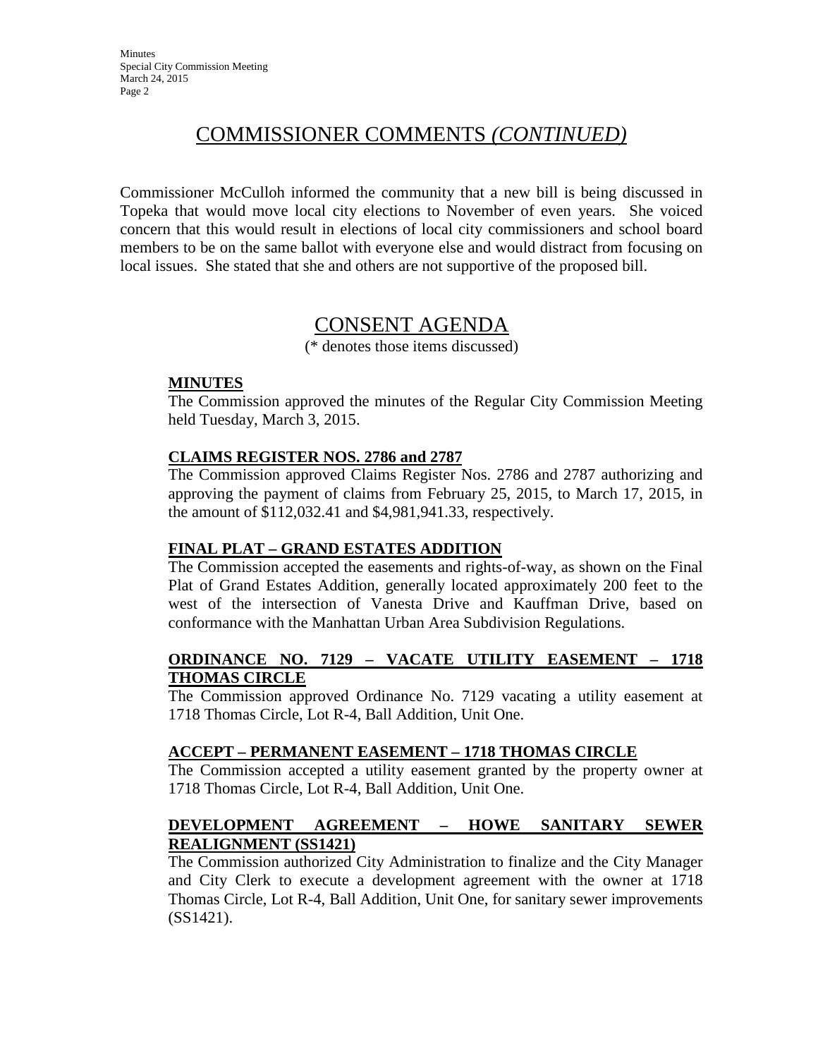## COMMISSIONER COMMENTS *(CONTINUED)*

Commissioner McCulloh informed the community that a new bill is being discussed in Topeka that would move local city elections to November of even years. She voiced concern that this would result in elections of local city commissioners and school board members to be on the same ballot with everyone else and would distract from focusing on local issues. She stated that she and others are not supportive of the proposed bill.

## CONSENT AGENDA

(* denotes those items discussed)

**MINUTES**

The Commission approved the minutes of the Regular City Commission Meeting held Tuesday, March 3, 2015.

**CLAIMS REGISTER NOS. 2786 and 2787**

The Commission approved Claims Register Nos. 2786 and 2787 authorizing and approving the payment of claims from February 25, 2015, to March 17, 2015, in the amount of $112,032.41 and $4,981,941.33, respectively.

**FINAL PLAT – GRAND ESTATES ADDITION**

The Commission accepted the easements and rights-of-way, as shown on the Final Plat of Grand Estates Addition, generally located approximately 200 feet to the west of the intersection of Vanesta Drive and Kauffman Drive, based on conformance with the Manhattan Urban Area Subdivision Regulations.

**ORDINANCE NO. 7129 – VACATE UTILITY EASEMENT – 1718 THOMAS CIRCLE**

The Commission approved Ordinance No. 7129 vacating a utility easement at 1718 Thomas Circle, Lot R-4, Ball Addition, Unit One.

**ACCEPT – PERMANENT EASEMENT – 1718 THOMAS CIRCLE**

The Commission accepted a utility easement granted by the property owner at 1718 Thomas Circle, Lot R-4, Ball Addition, Unit One.

**DEVELOPMENT AGREEMENT – HOWE SANITARY SEWER REALIGNMENT (SS1421)**

The Commission authorized City Administration to finalize and the City Manager and City Clerk to execute a development agreement with the owner at 1718 Thomas Circle, Lot R-4, Ball Addition, Unit One, for sanitary sewer improvements (SS1421).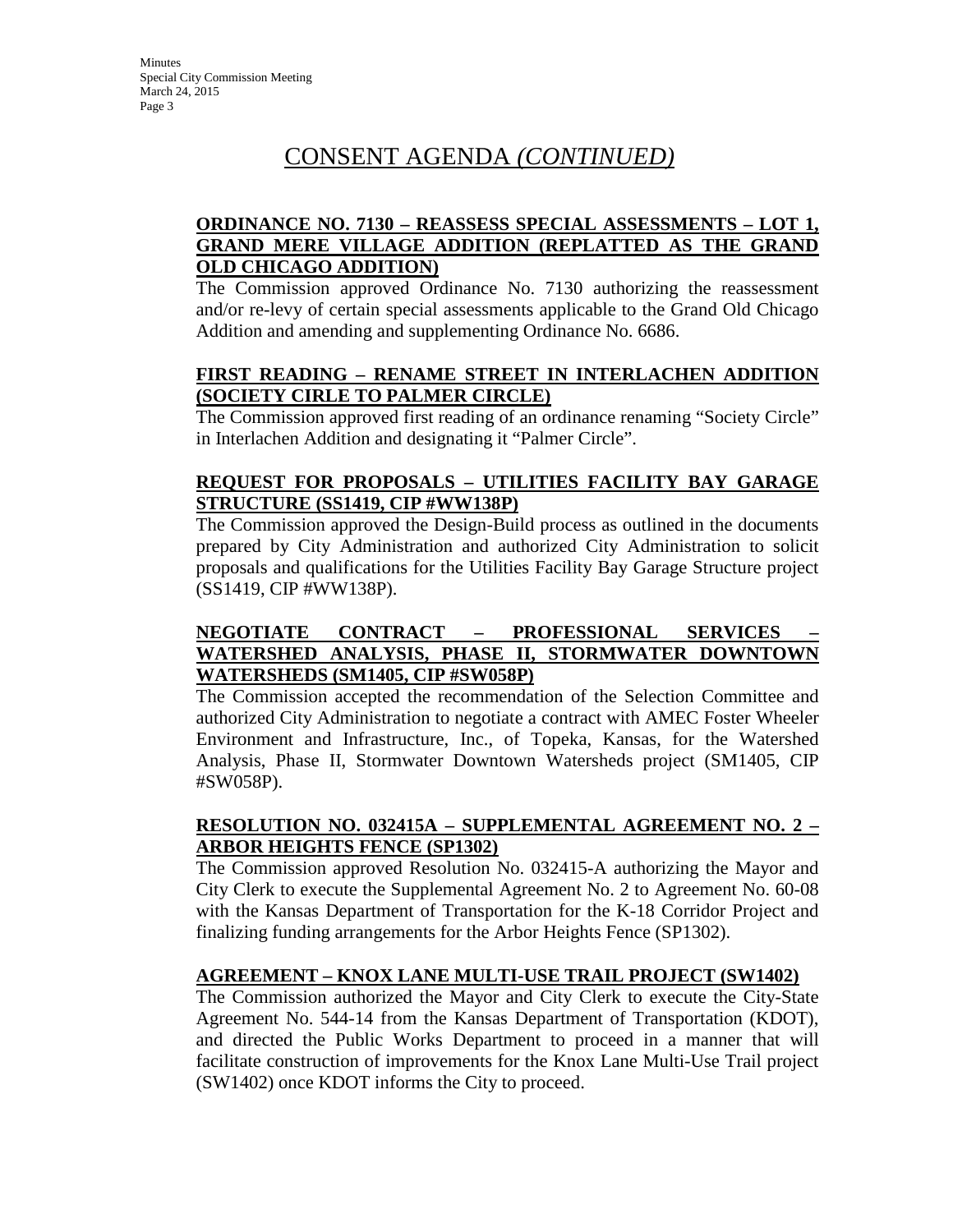# CONSENT AGENDA *(CONTINUED)*

**ORDINANCE NO. 7130 – REASSESS SPECIAL ASSESSMENTS – LOT 1, GRAND MERE VILLAGE ADDITION (REPLATTED AS THE GRAND OLD CHICAGO ADDITION)**

The Commission approved Ordinance No. 7130 authorizing the reassessment and/or re-levy of certain special assessments applicable to the Grand Old Chicago Addition and amending and supplementing Ordinance No. 6686.

**FIRST READING – RENAME STREET IN INTERLACHEN ADDITION (SOCIETY CIRLE TO PALMER CIRCLE)**

The Commission approved first reading of an ordinance renaming "Society Circle" in Interlachen Addition and designating it "Palmer Circle".

**REQUEST FOR PROPOSALS – UTILITIES FACILITY BAY GARAGE STRUCTURE (SS1419, CIP #WW138P)**

The Commission approved the Design-Build process as outlined in the documents prepared by City Administration and authorized City Administration to solicit proposals and qualifications for the Utilities Facility Bay Garage Structure project (SS1419, CIP #WW138P).

**NEGOTIATE CONTRACT – PROFESSIONAL SERVICES – WATERSHED ANALYSIS, PHASE II, STORMWATER DOWNTOWN WATERSHEDS (SM1405, CIP #SW058P)**

The Commission accepted the recommendation of the Selection Committee and authorized City Administration to negotiate a contract with AMEC Foster Wheeler Environment and Infrastructure, Inc., of Topeka, Kansas, for the Watershed Analysis, Phase II, Stormwater Downtown Watersheds project (SM1405, CIP #SW058P).

**RESOLUTION NO. 032415A – SUPPLEMENTAL AGREEMENT NO. 2 – ARBOR HEIGHTS FENCE (SP1302)**

The Commission approved Resolution No. 032415-A authorizing the Mayor and City Clerk to execute the Supplemental Agreement No. 2 to Agreement No. 60-08 with the Kansas Department of Transportation for the K-18 Corridor Project and finalizing funding arrangements for the Arbor Heights Fence (SP1302).

**AGREEMENT – KNOX LANE MULTI-USE TRAIL PROJECT (SW1402)**

The Commission authorized the Mayor and City Clerk to execute the City-State Agreement No. 544-14 from the Kansas Department of Transportation (KDOT), and directed the Public Works Department to proceed in a manner that will facilitate construction of improvements for the Knox Lane Multi-Use Trail project (SW1402) once KDOT informs the City to proceed.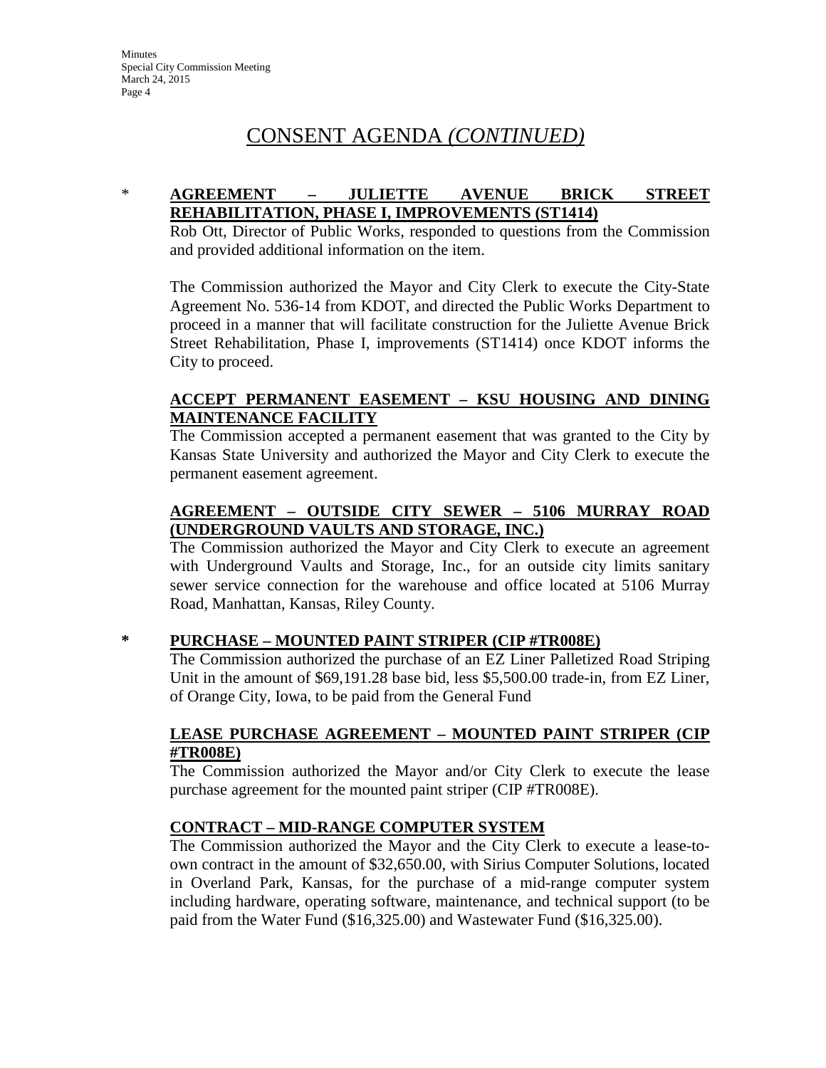# CONSENT AGENDA *(CONTINUED)*

\* **AGREEMENT – JULIETTE AVENUE BRICK STREET REHABILITATION, PHASE I, IMPROVEMENTS (ST1414)**

Rob Ott, Director of Public Works, responded to questions from the Commission and provided additional information on the item.

The Commission authorized the Mayor and City Clerk to execute the City-State Agreement No. 536-14 from KDOT, and directed the Public Works Department to proceed in a manner that will facilitate construction for the Juliette Avenue Brick Street Rehabilitation, Phase I, improvements (ST1414) once KDOT informs the City to proceed.

**ACCEPT PERMANENT EASEMENT – KSU HOUSING AND DINING MAINTENANCE FACILITY**

The Commission accepted a permanent easement that was granted to the City by Kansas State University and authorized the Mayor and City Clerk to execute the permanent easement agreement.

**AGREEMENT – OUTSIDE CITY SEWER – 5106 MURRAY ROAD (UNDERGROUND VAULTS AND STORAGE, INC.)**

The Commission authorized the Mayor and City Clerk to execute an agreement with Underground Vaults and Storage, Inc., for an outside city limits sanitary sewer service connection for the warehouse and office located at 5106 Murray Road, Manhattan, Kansas, Riley County.

**\* PURCHASE – MOUNTED PAINT STRIPER (CIP #TR008E)**

The Commission authorized the purchase of an EZ Liner Palletized Road Striping Unit in the amount of $69,191.28 base bid, less $5,500.00 trade-in, from EZ Liner, of Orange City, Iowa, to be paid from the General Fund

**LEASE PURCHASE AGREEMENT – MOUNTED PAINT STRIPER (CIP #TR008E)**

The Commission authorized the Mayor and/or City Clerk to execute the lease purchase agreement for the mounted paint striper (CIP #TR008E).

**CONTRACT – MID-RANGE COMPUTER SYSTEM**

The Commission authorized the Mayor and the City Clerk to execute a lease-to-own contract in the amount of $32,650.00, with Sirius Computer Solutions, located in Overland Park, Kansas, for the purchase of a mid-range computer system including hardware, operating software, maintenance, and technical support (to be paid from the Water Fund ($16,325.00) and Wastewater Fund ($16,325.00).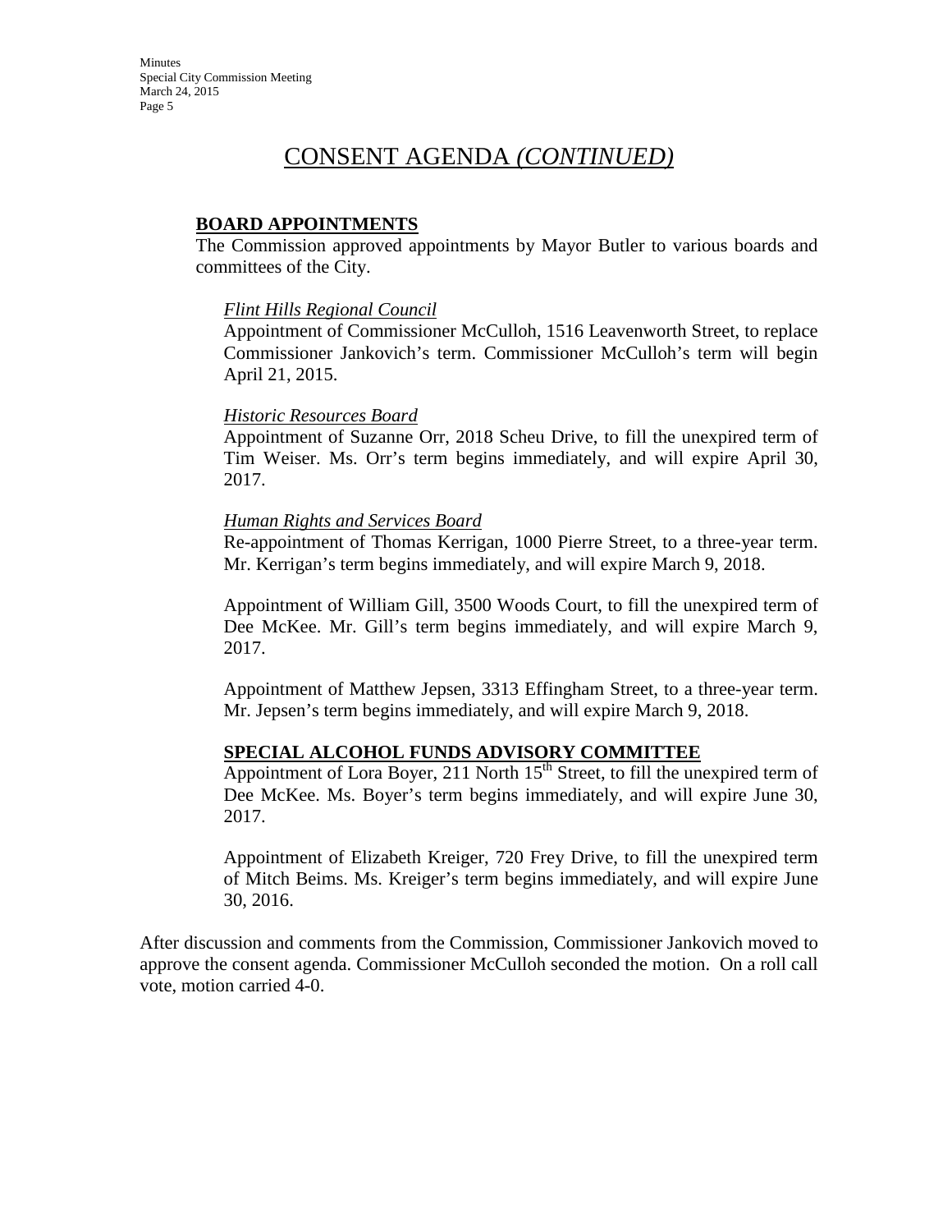# CONSENT AGENDA *(CONTINUED)*

**BOARD APPOINTMENTS**

The Commission approved appointments by Mayor Butler to various boards and committees of the City.

*Flint Hills Regional Council*

Appointment of Commissioner McCulloh, 1516 Leavenworth Street, to replace Commissioner Jankovich's term. Commissioner McCulloh's term will begin April 21, 2015.

*Historic Resources Board*

Appointment of Suzanne Orr, 2018 Scheu Drive, to fill the unexpired term of Tim Weiser. Ms. Orr's term begins immediately, and will expire April 30, 2017.

*Human Rights and Services Board*

Re-appointment of Thomas Kerrigan, 1000 Pierre Street, to a three-year term. Mr. Kerrigan's term begins immediately, and will expire March 9, 2018.

Appointment of William Gill, 3500 Woods Court, to fill the unexpired term of Dee McKee. Mr. Gill's term begins immediately, and will expire March 9, 2017.

Appointment of Matthew Jepsen, 3313 Effingham Street, to a three-year term. Mr. Jepsen's term begins immediately, and will expire March 9, 2018.

**SPECIAL ALCOHOL FUNDS ADVISORY COMMITTEE**

Appointment of Lora Boyer, 211 North 15th Street, to fill the unexpired term of Dee McKee. Ms. Boyer's term begins immediately, and will expire June 30, 2017.

Appointment of Elizabeth Kreiger, 720 Frey Drive, to fill the unexpired term of Mitch Beims. Ms. Kreiger's term begins immediately, and will expire June 30, 2016.

After discussion and comments from the Commission, Commissioner Jankovich moved to approve the consent agenda. Commissioner McCulloh seconded the motion. On a roll call vote, motion carried 4-0.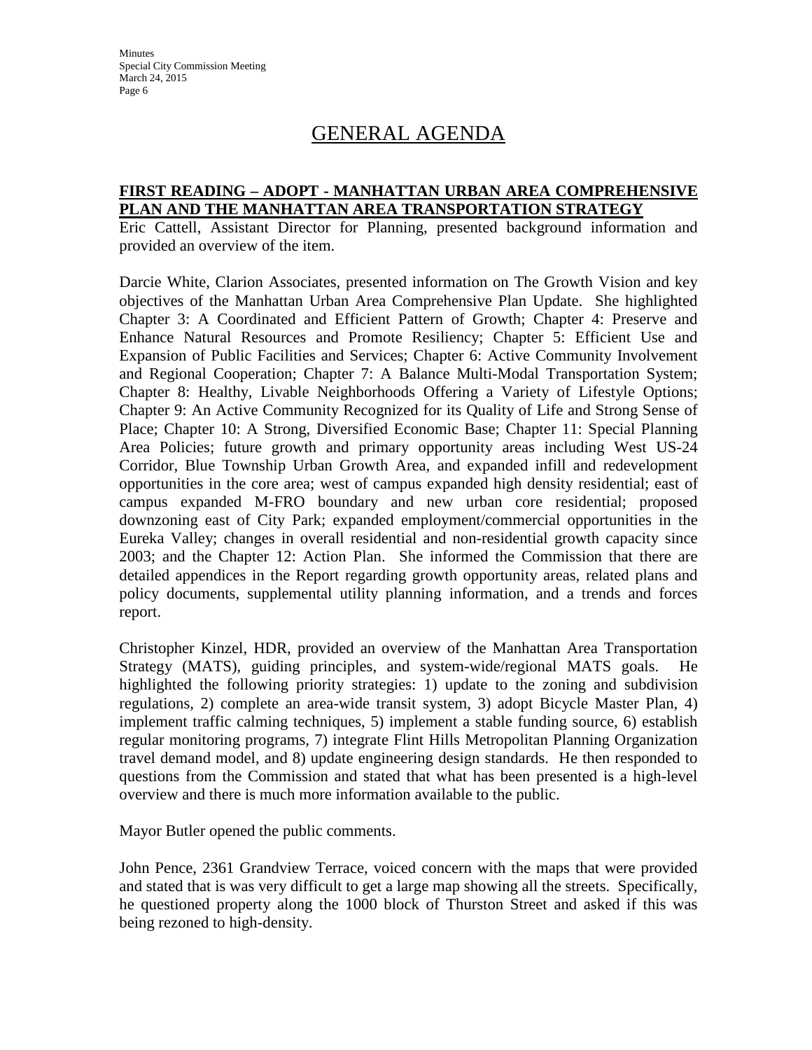# GENERAL AGENDA

**FIRST READING – ADOPT - MANHATTAN URBAN AREA COMPREHENSIVE PLAN AND THE MANHATTAN AREA TRANSPORTATION STRATEGY**

Eric Cattell, Assistant Director for Planning, presented background information and provided an overview of the item.

Darcie White, Clarion Associates, presented information on The Growth Vision and key objectives of the Manhattan Urban Area Comprehensive Plan Update. She highlighted Chapter 3: A Coordinated and Efficient Pattern of Growth; Chapter 4: Preserve and Enhance Natural Resources and Promote Resiliency; Chapter 5: Efficient Use and Expansion of Public Facilities and Services; Chapter 6: Active Community Involvement and Regional Cooperation; Chapter 7: A Balance Multi-Modal Transportation System; Chapter 8: Healthy, Livable Neighborhoods Offering a Variety of Lifestyle Options; Chapter 9: An Active Community Recognized for its Quality of Life and Strong Sense of Place; Chapter 10: A Strong, Diversified Economic Base; Chapter 11: Special Planning Area Policies; future growth and primary opportunity areas including West US-24 Corridor, Blue Township Urban Growth Area, and expanded infill and redevelopment opportunities in the core area; west of campus expanded high density residential; east of campus expanded M-FRO boundary and new urban core residential; proposed downzoning east of City Park; expanded employment/commercial opportunities in the Eureka Valley; changes in overall residential and non-residential growth capacity since 2003; and the Chapter 12: Action Plan. She informed the Commission that there are detailed appendices in the Report regarding growth opportunity areas, related plans and policy documents, supplemental utility planning information, and a trends and forces report.

Christopher Kinzel, HDR, provided an overview of the Manhattan Area Transportation Strategy (MATS), guiding principles, and system-wide/regional MATS goals. He highlighted the following priority strategies: 1) update to the zoning and subdivision regulations, 2) complete an area-wide transit system, 3) adopt Bicycle Master Plan, 4) implement traffic calming techniques, 5) implement a stable funding source, 6) establish regular monitoring programs, 7) integrate Flint Hills Metropolitan Planning Organization travel demand model, and 8) update engineering design standards. He then responded to questions from the Commission and stated that what has been presented is a high-level overview and there is much more information available to the public.

Mayor Butler opened the public comments.

John Pence, 2361 Grandview Terrace, voiced concern with the maps that were provided and stated that is was very difficult to get a large map showing all the streets. Specifically, he questioned property along the 1000 block of Thurston Street and asked if this was being rezoned to high-density.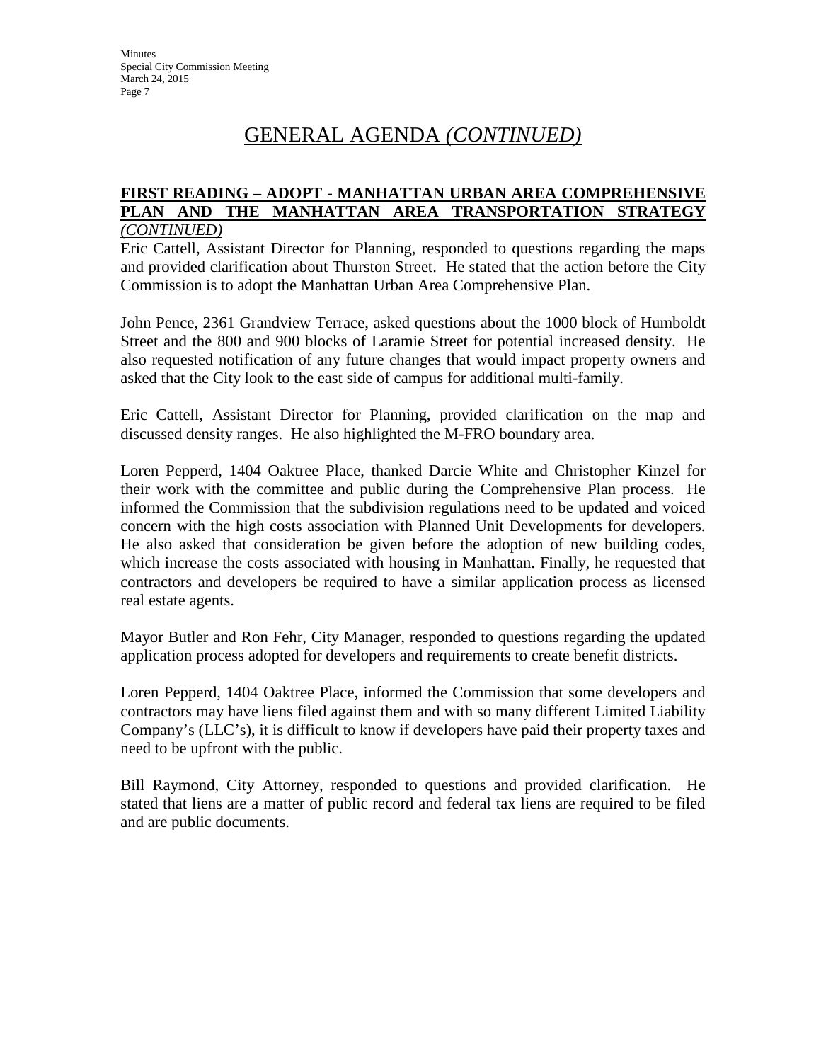# GENERAL AGENDA *(CONTINUED)*

**FIRST READING – ADOPT - MANHATTAN URBAN AREA COMPREHENSIVE PLAN AND THE MANHATTAN AREA TRANSPORTATION STRATEGY** *(CONTINUED)*

Eric Cattell, Assistant Director for Planning, responded to questions regarding the maps and provided clarification about Thurston Street. He stated that the action before the City Commission is to adopt the Manhattan Urban Area Comprehensive Plan.

John Pence, 2361 Grandview Terrace, asked questions about the 1000 block of Humboldt Street and the 800 and 900 blocks of Laramie Street for potential increased density. He also requested notification of any future changes that would impact property owners and asked that the City look to the east side of campus for additional multi-family.

Eric Cattell, Assistant Director for Planning, provided clarification on the map and discussed density ranges. He also highlighted the M-FRO boundary area.

Loren Pepperd, 1404 Oaktree Place, thanked Darcie White and Christopher Kinzel for their work with the committee and public during the Comprehensive Plan process. He informed the Commission that the subdivision regulations need to be updated and voiced concern with the high costs association with Planned Unit Developments for developers. He also asked that consideration be given before the adoption of new building codes, which increase the costs associated with housing in Manhattan. Finally, he requested that contractors and developers be required to have a similar application process as licensed real estate agents.

Mayor Butler and Ron Fehr, City Manager, responded to questions regarding the updated application process adopted for developers and requirements to create benefit districts.

Loren Pepperd, 1404 Oaktree Place, informed the Commission that some developers and contractors may have liens filed against them and with so many different Limited Liability Company's (LLC's), it is difficult to know if developers have paid their property taxes and need to be upfront with the public.

Bill Raymond, City Attorney, responded to questions and provided clarification. He stated that liens are a matter of public record and federal tax liens are required to be filed and are public documents.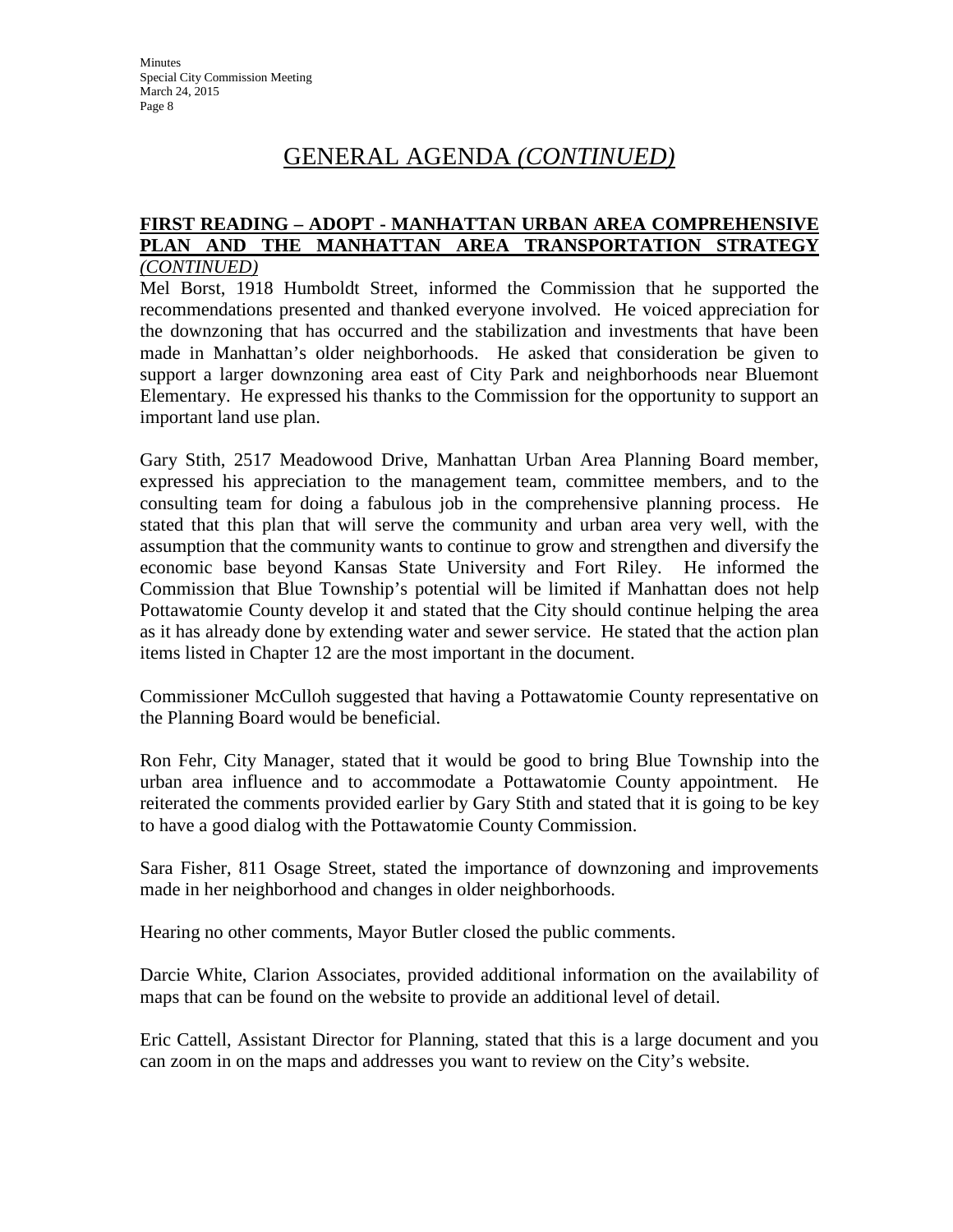# GENERAL AGENDA *(CONTINUED)*

**FIRST READING – ADOPT - MANHATTAN URBAN AREA COMPREHENSIVE PLAN AND THE MANHATTAN AREA TRANSPORTATION STRATEGY** ***(CONTINUED)***

Mel Borst, 1918 Humboldt Street, informed the Commission that he supported the recommendations presented and thanked everyone involved. He voiced appreciation for the downzoning that has occurred and the stabilization and investments that have been made in Manhattan's older neighborhoods. He asked that consideration be given to support a larger downzoning area east of City Park and neighborhoods near Bluemont Elementary. He expressed his thanks to the Commission for the opportunity to support an important land use plan.

Gary Stith, 2517 Meadowood Drive, Manhattan Urban Area Planning Board member, expressed his appreciation to the management team, committee members, and to the consulting team for doing a fabulous job in the comprehensive planning process. He stated that this plan that will serve the community and urban area very well, with the assumption that the community wants to continue to grow and strengthen and diversify the economic base beyond Kansas State University and Fort Riley. He informed the Commission that Blue Township's potential will be limited if Manhattan does not help Pottawatomie County develop it and stated that the City should continue helping the area as it has already done by extending water and sewer service. He stated that the action plan items listed in Chapter 12 are the most important in the document.

Commissioner McCulloh suggested that having a Pottawatomie County representative on the Planning Board would be beneficial.

Ron Fehr, City Manager, stated that it would be good to bring Blue Township into the urban area influence and to accommodate a Pottawatomie County appointment. He reiterated the comments provided earlier by Gary Stith and stated that it is going to be key to have a good dialog with the Pottawatomie County Commission.

Sara Fisher, 811 Osage Street, stated the importance of downzoning and improvements made in her neighborhood and changes in older neighborhoods.

Hearing no other comments, Mayor Butler closed the public comments.

Darcie White, Clarion Associates, provided additional information on the availability of maps that can be found on the website to provide an additional level of detail.

Eric Cattell, Assistant Director for Planning, stated that this is a large document and you can zoom in on the maps and addresses you want to review on the City's website.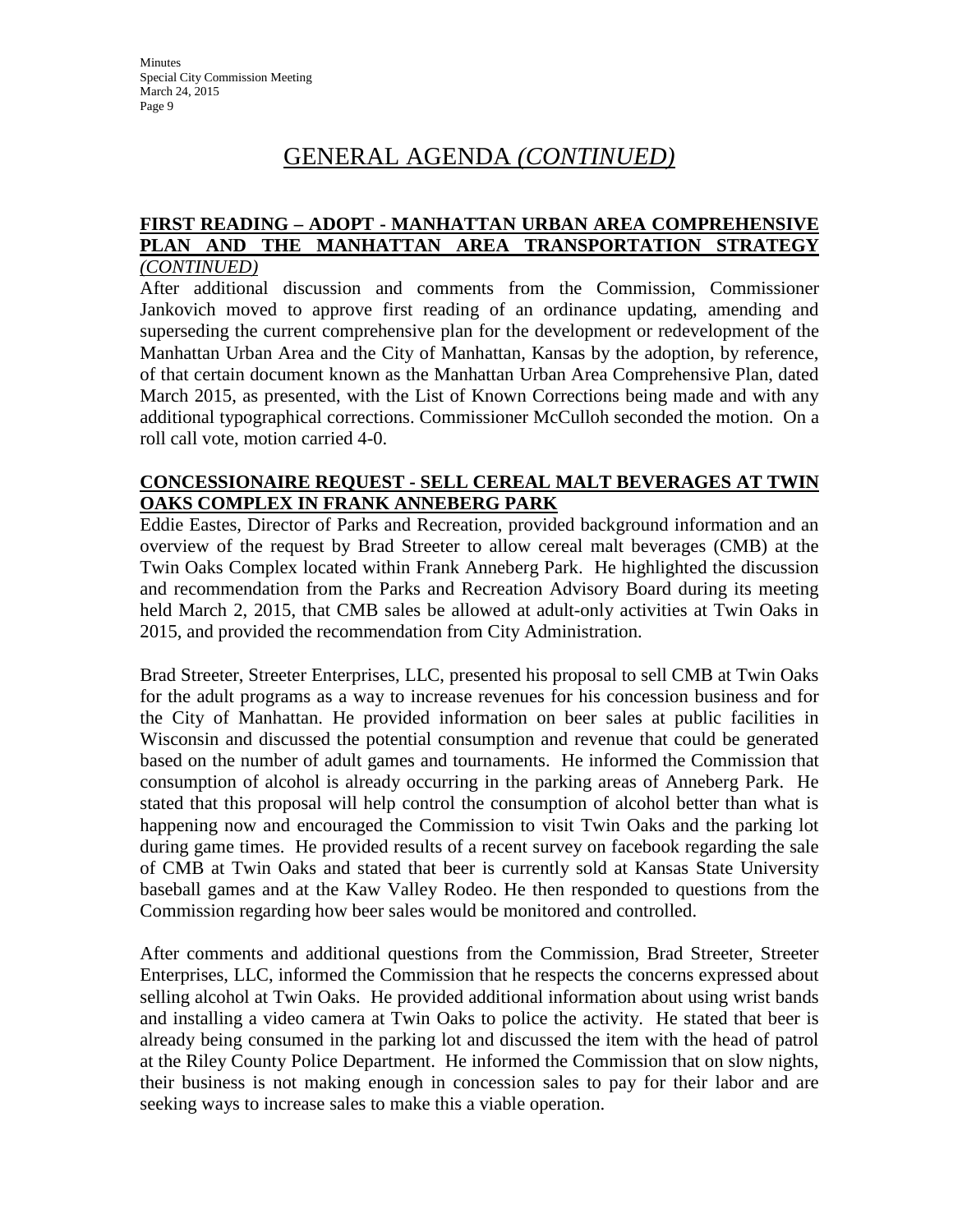# GENERAL AGENDA *(CONTINUED)*

**FIRST READING – ADOPT - MANHATTAN URBAN AREA COMPREHENSIVE PLAN AND THE MANHATTAN AREA TRANSPORTATION STRATEGY** *(CONTINUED)*

After additional discussion and comments from the Commission, Commissioner Jankovich moved to approve first reading of an ordinance updating, amending and superseding the current comprehensive plan for the development or redevelopment of the Manhattan Urban Area and the City of Manhattan, Kansas by the adoption, by reference, of that certain document known as the Manhattan Urban Area Comprehensive Plan, dated March 2015, as presented, with the List of Known Corrections being made and with any additional typographical corrections. Commissioner McCulloh seconded the motion. On a roll call vote, motion carried 4-0.

**CONCESSIONAIRE REQUEST - SELL CEREAL MALT BEVERAGES AT TWIN OAKS COMPLEX IN FRANK ANNEBERG PARK**

Eddie Eastes, Director of Parks and Recreation, provided background information and an overview of the request by Brad Streeter to allow cereal malt beverages (CMB) at the Twin Oaks Complex located within Frank Anneberg Park. He highlighted the discussion and recommendation from the Parks and Recreation Advisory Board during its meeting held March 2, 2015, that CMB sales be allowed at adult-only activities at Twin Oaks in 2015, and provided the recommendation from City Administration.

Brad Streeter, Streeter Enterprises, LLC, presented his proposal to sell CMB at Twin Oaks for the adult programs as a way to increase revenues for his concession business and for the City of Manhattan. He provided information on beer sales at public facilities in Wisconsin and discussed the potential consumption and revenue that could be generated based on the number of adult games and tournaments. He informed the Commission that consumption of alcohol is already occurring in the parking areas of Anneberg Park. He stated that this proposal will help control the consumption of alcohol better than what is happening now and encouraged the Commission to visit Twin Oaks and the parking lot during game times. He provided results of a recent survey on facebook regarding the sale of CMB at Twin Oaks and stated that beer is currently sold at Kansas State University baseball games and at the Kaw Valley Rodeo. He then responded to questions from the Commission regarding how beer sales would be monitored and controlled.

After comments and additional questions from the Commission, Brad Streeter, Streeter Enterprises, LLC, informed the Commission that he respects the concerns expressed about selling alcohol at Twin Oaks. He provided additional information about using wrist bands and installing a video camera at Twin Oaks to police the activity. He stated that beer is already being consumed in the parking lot and discussed the item with the head of patrol at the Riley County Police Department. He informed the Commission that on slow nights, their business is not making enough in concession sales to pay for their labor and are seeking ways to increase sales to make this a viable operation.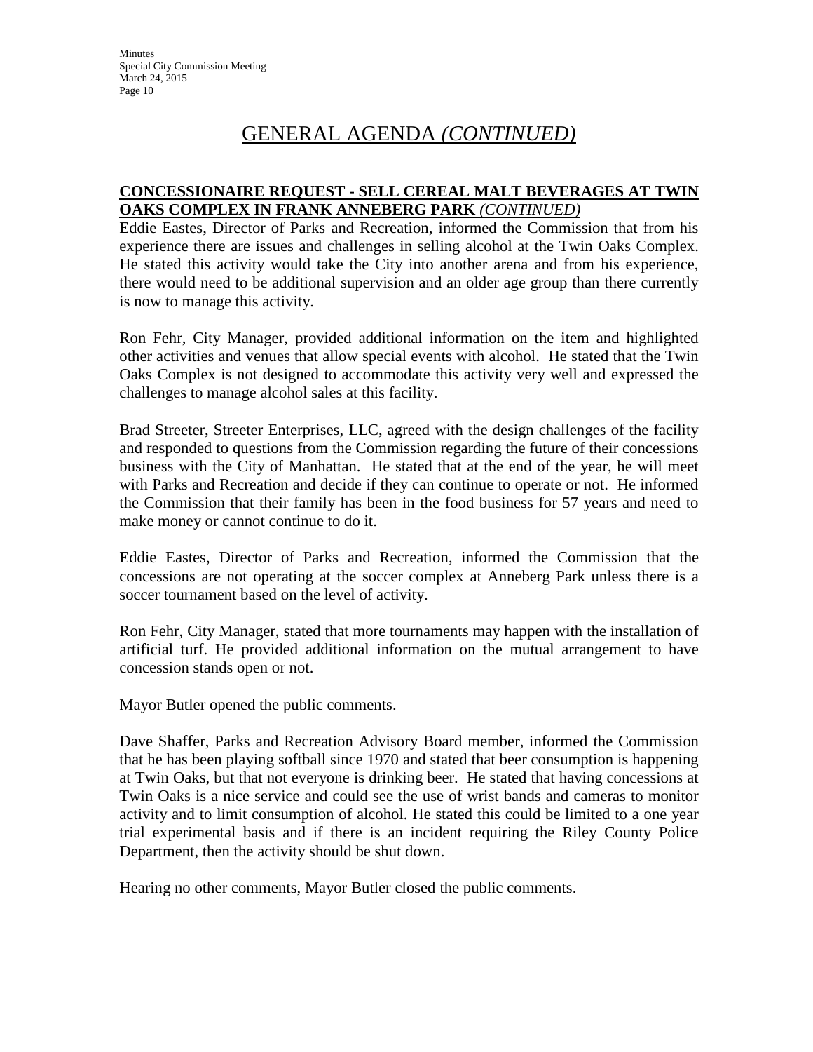# GENERAL AGENDA *(CONTINUED)*

**CONCESSIONAIRE REQUEST - SELL CEREAL MALT BEVERAGES AT TWIN OAKS COMPLEX IN FRANK ANNEBERG PARK** ***(CONTINUED)***

Eddie Eastes, Director of Parks and Recreation, informed the Commission that from his experience there are issues and challenges in selling alcohol at the Twin Oaks Complex. He stated this activity would take the City into another arena and from his experience, there would need to be additional supervision and an older age group than there currently is now to manage this activity.

Ron Fehr, City Manager, provided additional information on the item and highlighted other activities and venues that allow special events with alcohol. He stated that the Twin Oaks Complex is not designed to accommodate this activity very well and expressed the challenges to manage alcohol sales at this facility.

Brad Streeter, Streeter Enterprises, LLC, agreed with the design challenges of the facility and responded to questions from the Commission regarding the future of their concessions business with the City of Manhattan. He stated that at the end of the year, he will meet with Parks and Recreation and decide if they can continue to operate or not. He informed the Commission that their family has been in the food business for 57 years and need to make money or cannot continue to do it.

Eddie Eastes, Director of Parks and Recreation, informed the Commission that the concessions are not operating at the soccer complex at Anneberg Park unless there is a soccer tournament based on the level of activity.

Ron Fehr, City Manager, stated that more tournaments may happen with the installation of artificial turf. He provided additional information on the mutual arrangement to have concession stands open or not.

Mayor Butler opened the public comments.

Dave Shaffer, Parks and Recreation Advisory Board member, informed the Commission that he has been playing softball since 1970 and stated that beer consumption is happening at Twin Oaks, but that not everyone is drinking beer. He stated that having concessions at Twin Oaks is a nice service and could see the use of wrist bands and cameras to monitor activity and to limit consumption of alcohol. He stated this could be limited to a one year trial experimental basis and if there is an incident requiring the Riley County Police Department, then the activity should be shut down.

Hearing no other comments, Mayor Butler closed the public comments.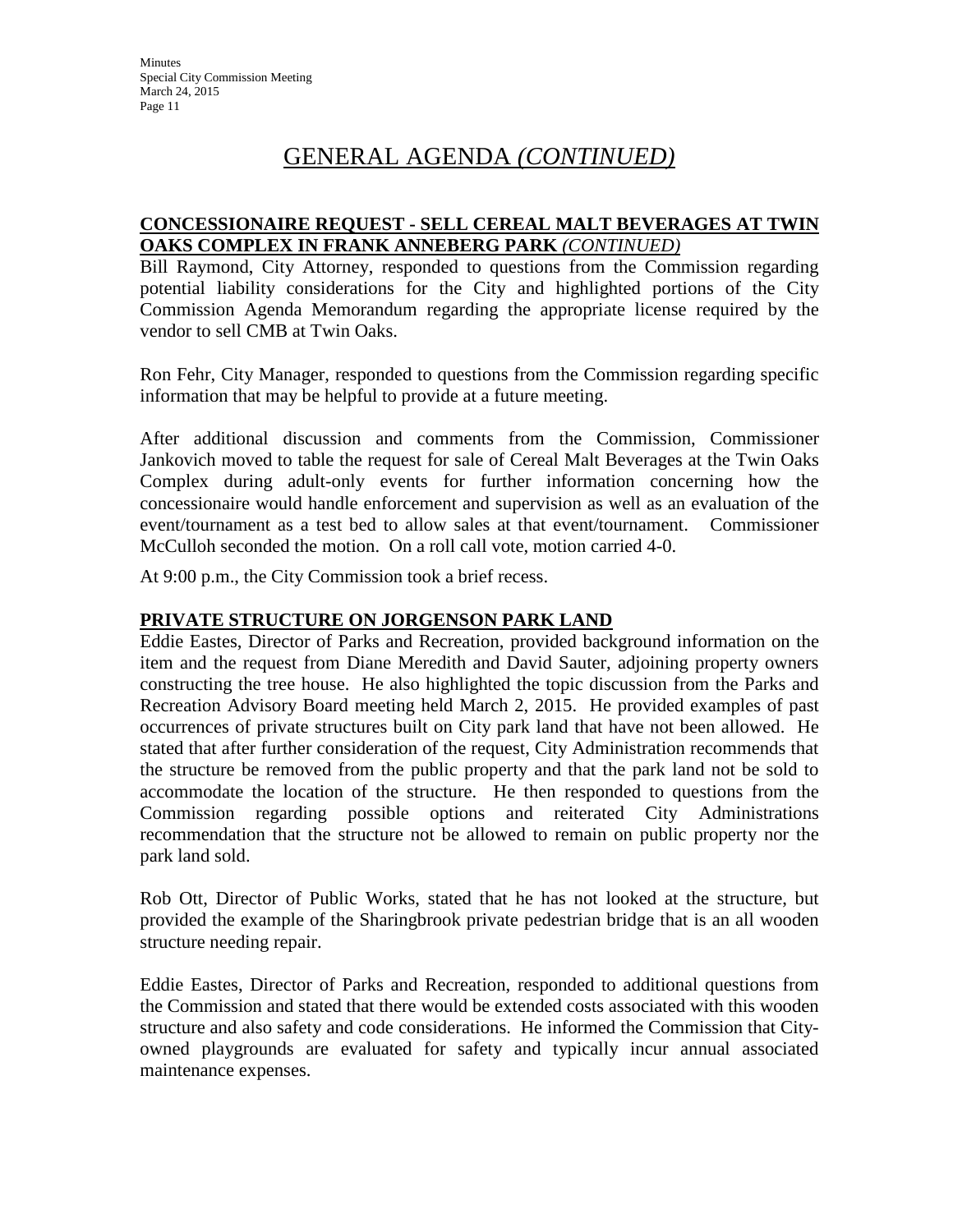# GENERAL AGENDA *(CONTINUED)*

**CONCESSIONAIRE REQUEST - SELL CEREAL MALT BEVERAGES AT TWIN OAKS COMPLEX IN FRANK ANNEBERG PARK** ***(CONTINUED)***

Bill Raymond, City Attorney, responded to questions from the Commission regarding potential liability considerations for the City and highlighted portions of the City Commission Agenda Memorandum regarding the appropriate license required by the vendor to sell CMB at Twin Oaks.

Ron Fehr, City Manager, responded to questions from the Commission regarding specific information that may be helpful to provide at a future meeting.

After additional discussion and comments from the Commission, Commissioner Jankovich moved to table the request for sale of Cereal Malt Beverages at the Twin Oaks Complex during adult-only events for further information concerning how the concessionaire would handle enforcement and supervision as well as an evaluation of the event/tournament as a test bed to allow sales at that event/tournament. Commissioner McCulloh seconded the motion. On a roll call vote, motion carried 4-0.

At 9:00 p.m., the City Commission took a brief recess.

**PRIVATE STRUCTURE ON JORGENSON PARK LAND**

Eddie Eastes, Director of Parks and Recreation, provided background information on the item and the request from Diane Meredith and David Sauter, adjoining property owners constructing the tree house. He also highlighted the topic discussion from the Parks and Recreation Advisory Board meeting held March 2, 2015. He provided examples of past occurrences of private structures built on City park land that have not been allowed. He stated that after further consideration of the request, City Administration recommends that the structure be removed from the public property and that the park land not be sold to accommodate the location of the structure. He then responded to questions from the Commission regarding possible options and reiterated City Administrations recommendation that the structure not be allowed to remain on public property nor the park land sold.

Rob Ott, Director of Public Works, stated that he has not looked at the structure, but provided the example of the Sharingbrook private pedestrian bridge that is an all wooden structure needing repair.

Eddie Eastes, Director of Parks and Recreation, responded to additional questions from the Commission and stated that there would be extended costs associated with this wooden structure and also safety and code considerations. He informed the Commission that City-owned playgrounds are evaluated for safety and typically incur annual associated maintenance expenses.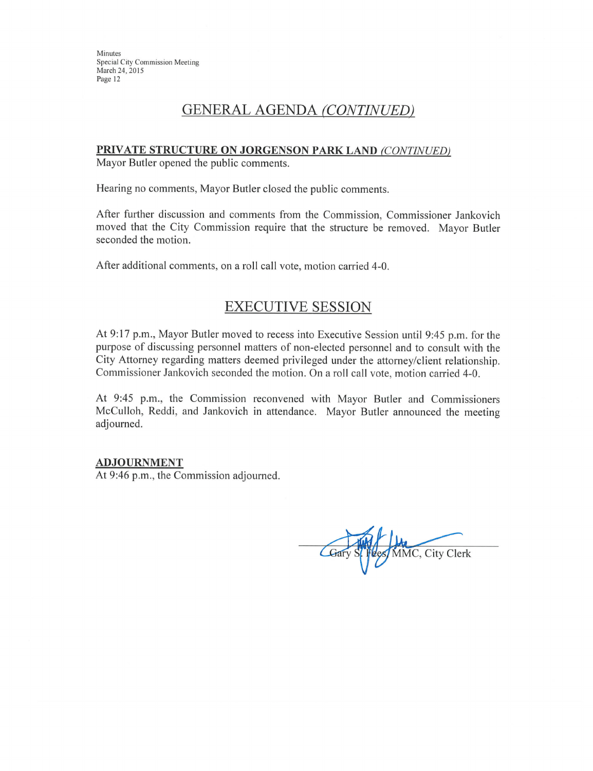# GENERAL AGENDA *(CONTINUED)*

**PRIVATE STRUCTURE ON JORGENSON PARK LAND** *(CONTINUED)*
Mayor Butler opened the public comments.

Hearing no comments, Mayor Butler closed the public comments.

After further discussion and comments from the Commission, Commissioner Jankovich moved that the City Commission require that the structure be removed. Mayor Butler seconded the motion.

After additional comments, on a roll call vote, motion carried 4-0.

# EXECUTIVE SESSION

At 9:17 p.m., Mayor Butler moved to recess into Executive Session until 9:45 p.m. for the purpose of discussing personnel matters of non-elected personnel and to consult with the City Attorney regarding matters deemed privileged under the attorney/client relationship. Commissioner Jankovich seconded the motion. On a roll call vote, motion carried 4-0.

At 9:45 p.m., the Commission reconvened with Mayor Butler and Commissioners McCulloh, Reddi, and Jankovich in attendance. Mayor Butler announced the meeting adjourned.

**ADJOURNMENT**
At 9:46 p.m., the Commission adjourned.

Gary S. Rees, MMC, City Clerk